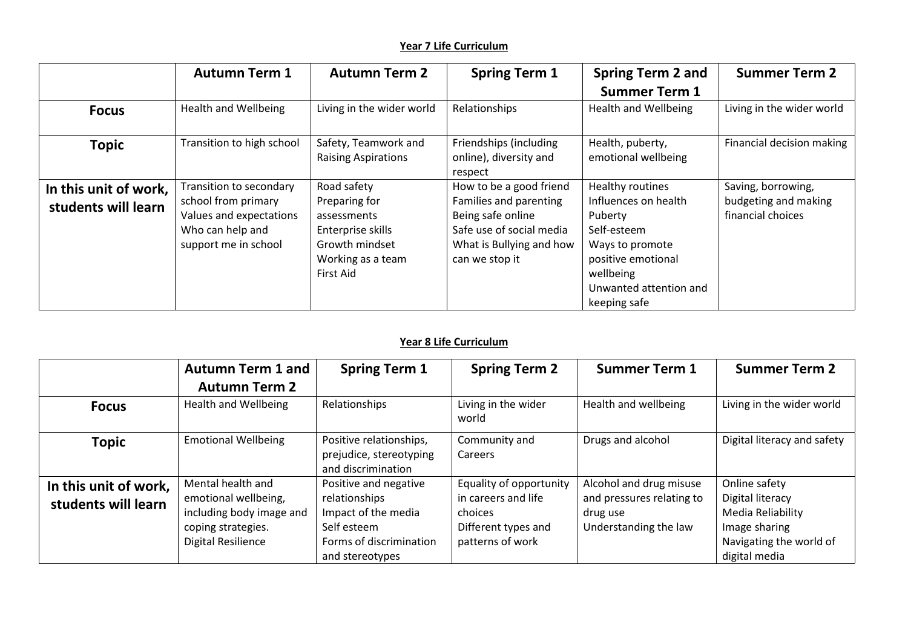**Year 7 Life Curriculum**

| | Autumn Term 1 | Autumn Term 2 | Spring Term 1 | Spring Term 2 and Summer Term 1 | Summer Term 2 |
|---|---|---|---|---|---|
| **Focus** | Health and Wellbeing | Living in the wider world | Relationships | Health and Wellbeing | Living in the wider world |
| **Topic** | Transition to high school | Safety, Teamwork and Raising Aspirations | Friendships (including online), diversity and respect | Health, puberty, emotional wellbeing | Financial decision making |
| **In this unit of work, students will learn** | Transition to secondary school from primary<br>Values and expectations<br>Who can help and support me in school | Road safety<br>Preparing for assessments<br>Enterprise skills<br>Growth mindset<br>Working as a team<br>First Aid | How to be a good friend<br>Families and parenting<br>Being safe online<br>Safe use of social media<br>What is Bullying and how can we stop it | Healthy routines<br>Influences on health<br>Puberty<br>Self-esteem<br>Ways to promote positive emotional wellbeing<br>Unwanted attention and keeping safe | Saving, borrowing, budgeting and making financial choices |

**Year 8 Life Curriculum**

| | Autumn Term 1 and Autumn Term 2 | Spring Term 1 | Spring Term 2 | Summer Term 1 | Summer Term 2 |
|---|---|---|---|---|---|
| **Focus** | Health and Wellbeing | Relationships | Living in the wider world | Health and wellbeing | Living in the wider world |
| **Topic** | Emotional Wellbeing | Positive relationships, prejudice, stereotyping and discrimination | Community and Careers | Drugs and alcohol | Digital literacy and safety |
| **In this unit of work, students will learn** | Mental health and emotional wellbeing, including body image and coping strategies.<br>Digital Resilience | Positive and negative relationships<br>Impact of the media<br>Self esteem<br>Forms of discrimination and stereotypes | Equality of opportunity in careers and life choices<br>Different types and patterns of work | Alcohol and drug misuse and pressures relating to drug use<br>Understanding the law | Online safety<br>Digital literacy<br>Media Reliability<br>Image sharing<br>Navigating the world of digital media |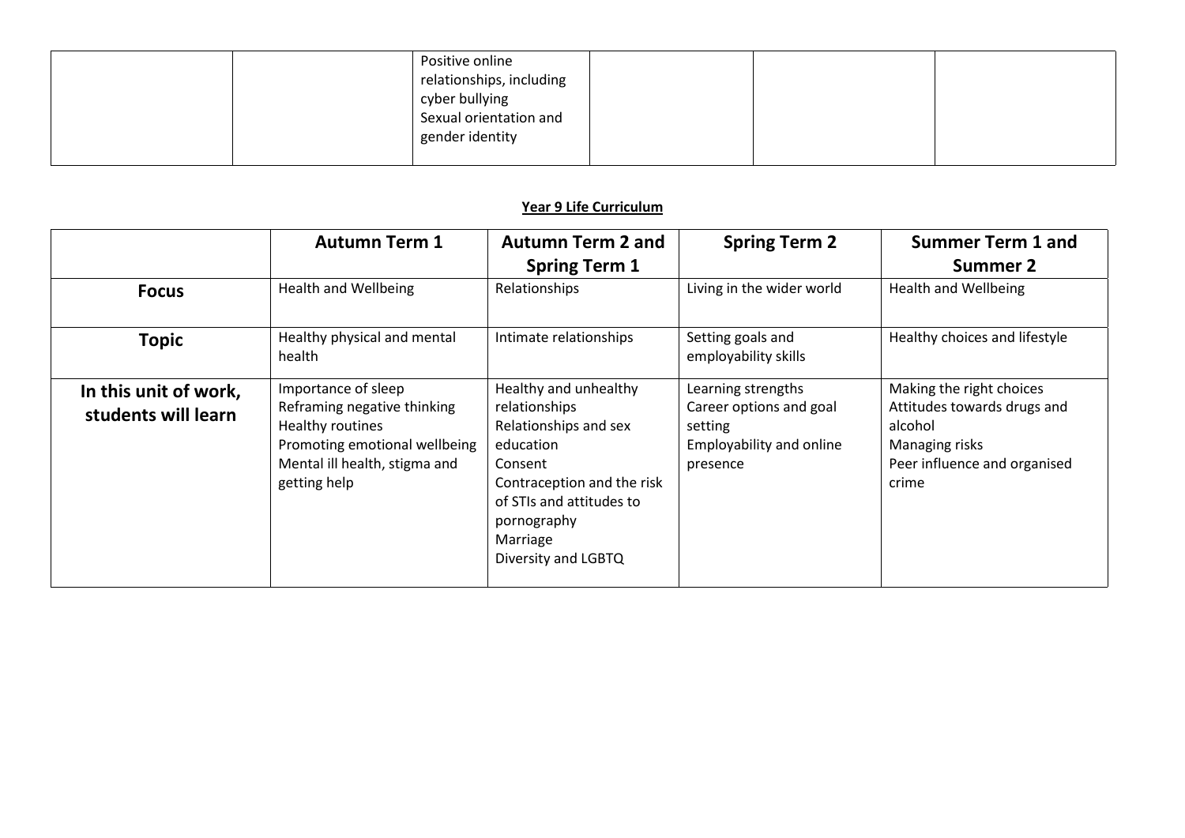| | | Positive online relationships, including cyber bullying<br>Sexual orientation and gender identity | | | |
|---|---|---|---|---|---|

**Year 9 Life Curriculum**

| | Autumn Term 1 | Autumn Term 2 and Spring Term 1 | Spring Term 2 | Summer Term 1 and Summer 2 |
|---|---|---|---|---|
| **Focus** | Health and Wellbeing | Relationships | Living in the wider world | Health and Wellbeing |
| **Topic** | Healthy physical and mental health | Intimate relationships | Setting goals and employability skills | Healthy choices and lifestyle |
| **In this unit of work, students will learn** | Importance of sleep<br>Reframing negative thinking<br>Healthy routines<br>Promoting emotional wellbeing<br>Mental ill health, stigma and getting help | Healthy and unhealthy relationships<br>Relationships and sex education<br>Consent<br>Contraception and the risk of STIs and attitudes to pornography<br>Marriage<br>Diversity and LGBTQ | Learning strengths<br>Career options and goal setting<br>Employability and online presence | Making the right choices<br>Attitudes towards drugs and alcohol<br>Managing risks<br>Peer influence and organised crime |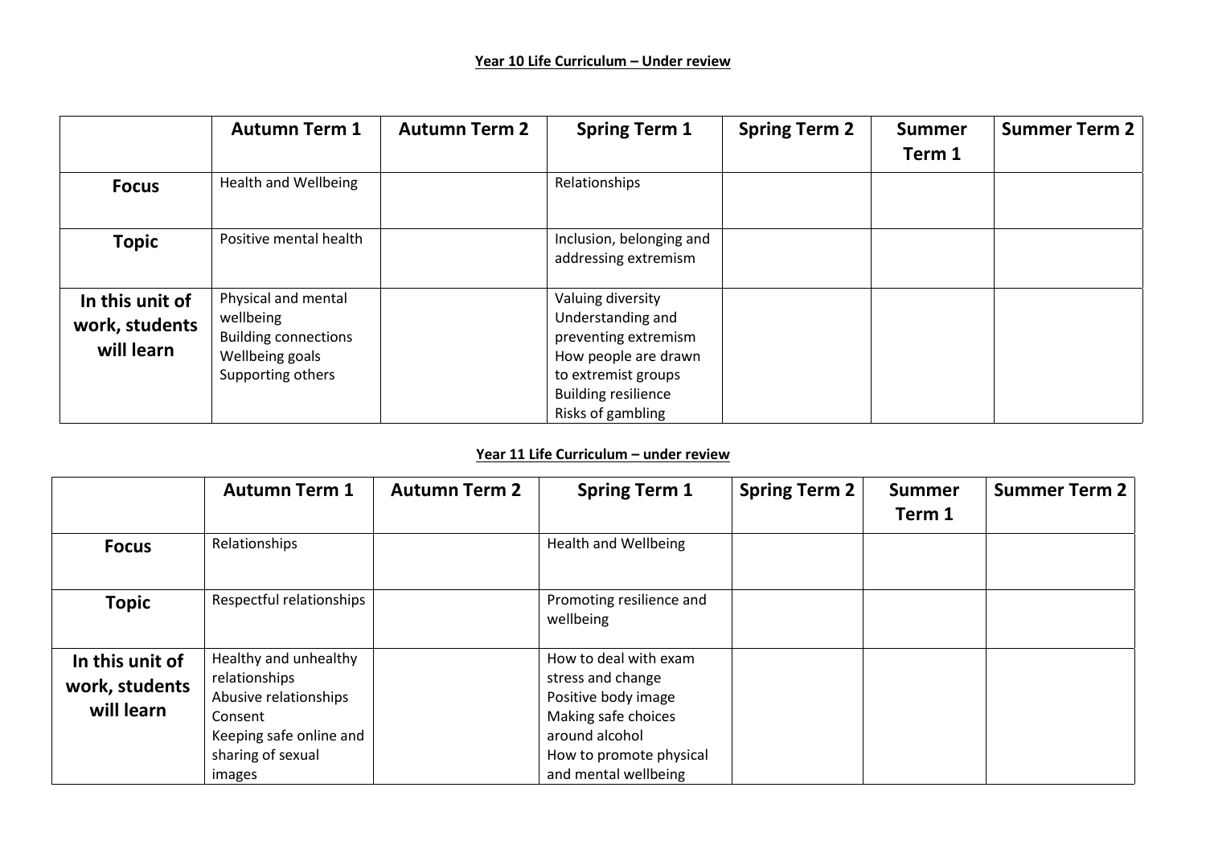**Year 10 Life Curriculum – Under review**

| | Autumn Term 1 | Autumn Term 2 | Spring Term 1 | Spring Term 2 | Summer Term 1 | Summer Term 2 |
|---|---|---|---|---|---|---|
| **Focus** | Health and Wellbeing | | Relationships | | | |
| **Topic** | Positive mental health | | Inclusion, belonging and addressing extremism | | | |
| **In this unit of work, students will learn** | Physical and mental wellbeing<br>Building connections<br>Wellbeing goals<br>Supporting others | | Valuing diversity<br>Understanding and preventing extremism<br>How people are drawn to extremist groups<br>Building resilience<br>Risks of gambling | | | |

**Year 11 Life Curriculum – under review**

| | Autumn Term 1 | Autumn Term 2 | Spring Term 1 | Spring Term 2 | Summer Term 1 | Summer Term 2 |
|---|---|---|---|---|---|---|
| **Focus** | Relationships | | Health and Wellbeing | | | |
| **Topic** | Respectful relationships | | Promoting resilience and wellbeing | | | |
| **In this unit of work, students will learn** | Healthy and unhealthy relationships<br>Abusive relationships<br>Consent<br>Keeping safe online and sharing of sexual images | | How to deal with exam stress and change<br>Positive body image<br>Making safe choices around alcohol<br>How to promote physical and mental wellbeing | | | |